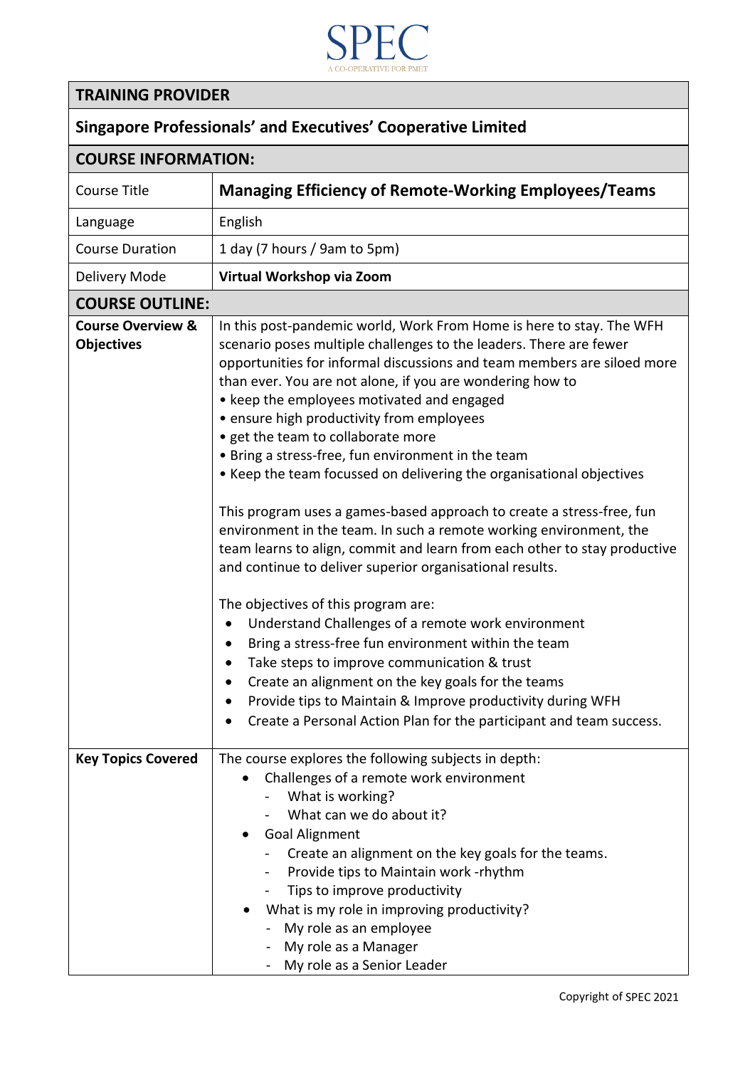SPEC

A CO-OPERATIVE FOR PMET

| TRAINING PROVIDER | |
|---|---|
| **Singapore Professionals' and Executives' Cooperative Limited** | |
| **COURSE INFORMATION:** | |
| Course Title | **Managing Efficiency of Remote-Working Employees/Teams** |
| Language | English |
| Course Duration | 1 day (7 hours / 9am to 5pm) |
| Delivery Mode | **Virtual Workshop via Zoom** |
| **COURSE OUTLINE:** | |
| **Course Overview & Objectives** | In this post-pandemic world, Work From Home is here to stay. The WFH scenario poses multiple challenges to the leaders. There are fewer opportunities for informal discussions and team members are siloed more than ever. You are not alone, if you are wondering how to<br>• keep the employees motivated and engaged<br>• ensure high productivity from employees<br>• get the team to collaborate more<br>• Bring a stress-free, fun environment in the team<br>• Keep the team focussed on delivering the organisational objectives<br><br>This program uses a games-based approach to create a stress-free, fun environment in the team. In such a remote working environment, the team learns to align, commit and learn from each other to stay productive and continue to deliver superior organisational results.<br><br>The objectives of this program are:<br>• Understand Challenges of a remote work environment<br>• Bring a stress-free fun environment within the team<br>• Take steps to improve communication & trust<br>• Create an alignment on the key goals for the teams<br>• Provide tips to Maintain & Improve productivity during WFH<br>• Create a Personal Action Plan for the participant and team success. |
| **Key Topics Covered** | The course explores the following subjects in depth:<br>• Challenges of a remote work environment<br>&nbsp;&nbsp;- What is working?<br>&nbsp;&nbsp;- What can we do about it?<br>• Goal Alignment<br>&nbsp;&nbsp;- Create an alignment on the key goals for the teams.<br>&nbsp;&nbsp;- Provide tips to Maintain work -rhythm<br>&nbsp;&nbsp;- Tips to improve productivity<br>• What is my role in improving productivity?<br>&nbsp;&nbsp;- My role as an employee<br>&nbsp;&nbsp;- My role as a Manager<br>&nbsp;&nbsp;- My role as a Senior Leader |

Copyright of SPEC 2021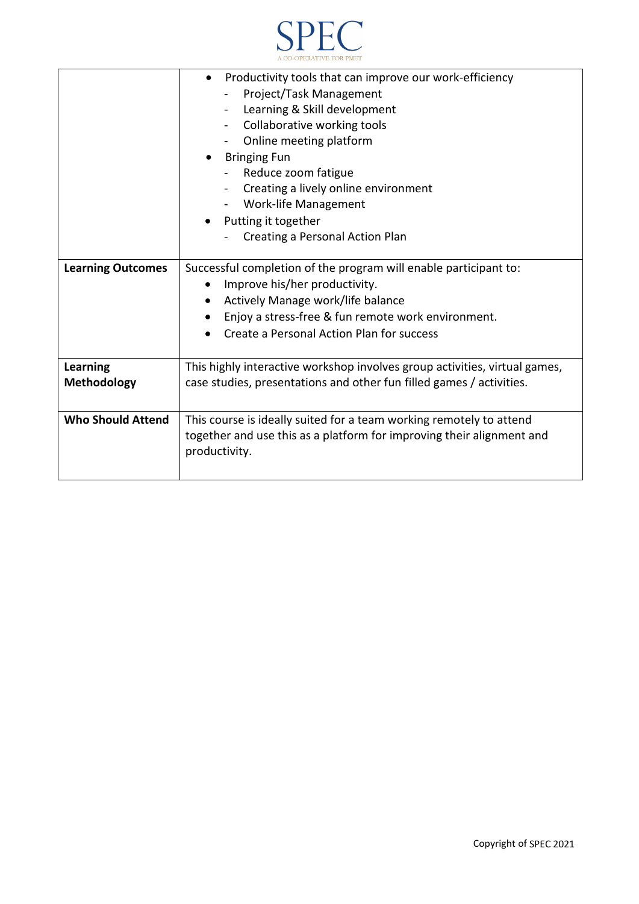| | |
|---|---|
| | • Productivity tools that can improve our work-efficiency<br>- Project/Task Management<br>- Learning & Skill development<br>- Collaborative working tools<br>- Online meeting platform<br>• Bringing Fun<br>- Reduce zoom fatigue<br>- Creating a lively online environment<br>- Work-life Management<br>• Putting it together<br>- Creating a Personal Action Plan |
| **Learning Outcomes** | Successful completion of the program will enable participant to:<br>• Improve his/her productivity.<br>• Actively Manage work/life balance<br>• Enjoy a stress-free & fun remote work environment.<br>• Create a Personal Action Plan for success |
| **Learning Methodology** | This highly interactive workshop involves group activities, virtual games, case studies, presentations and other fun filled games / activities. |
| **Who Should Attend** | This course is ideally suited for a team working remotely to attend together and use this as a platform for improving their alignment and productivity. |

Copyright of SPEC 2021